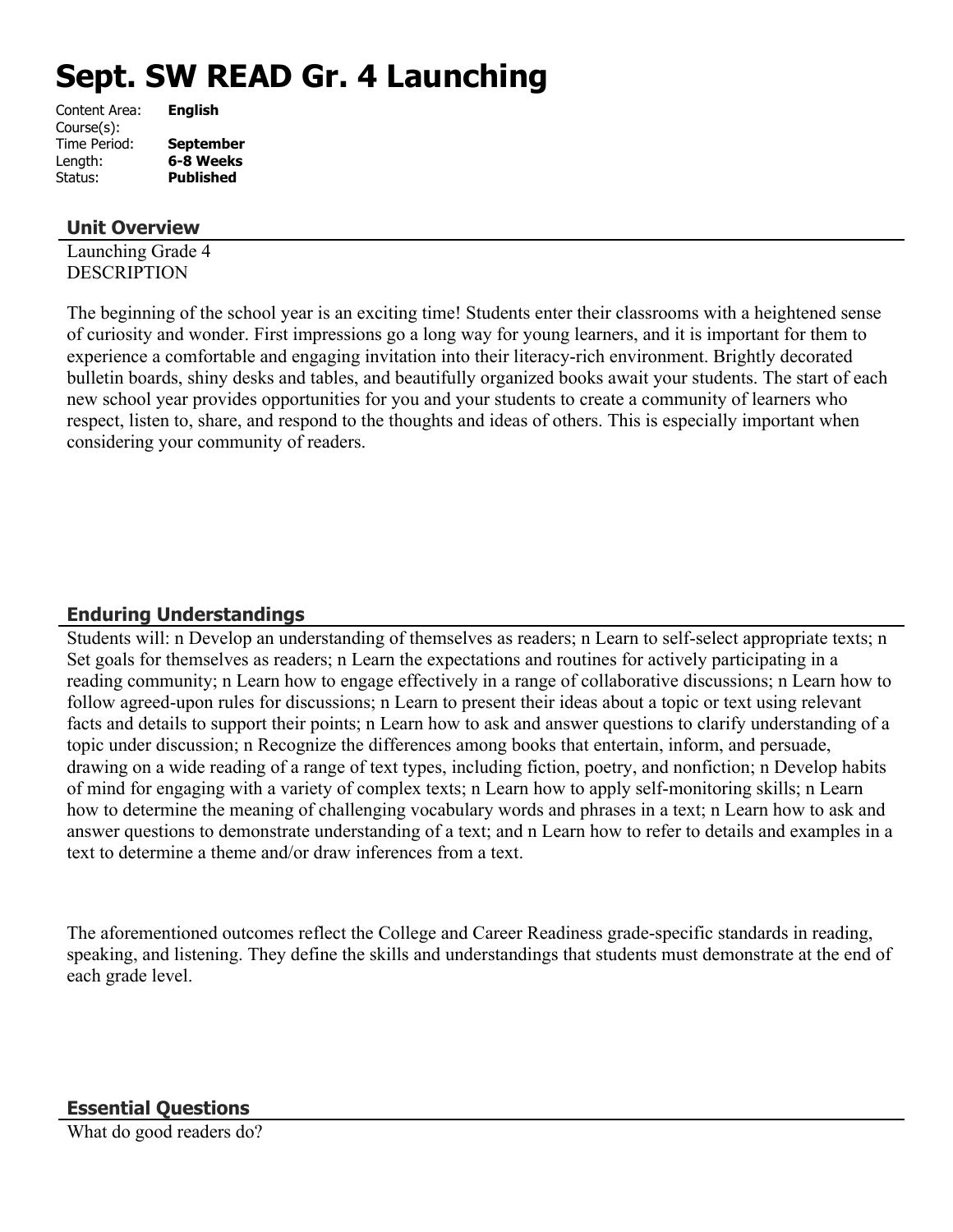# Sept. SW READ Gr. 4 Launching

Content Area: **English**
Course(s):
Time Period: **September**
Length: **6-8 Weeks**
Status: **Published**

## Unit Overview

Launching Grade 4
DESCRIPTION

The beginning of the school year is an exciting time! Students enter their classrooms with a heightened sense of curiosity and wonder. First impressions go a long way for young learners, and it is important for them to experience a comfortable and engaging invitation into their literacy-rich environment. Brightly decorated bulletin boards, shiny desks and tables, and beautifully organized books await your students. The start of each new school year provides opportunities for you and your students to create a community of learners who respect, listen to, share, and respond to the thoughts and ideas of others. This is especially important when considering your community of readers.

## Enduring Understandings

Students will: n Develop an understanding of themselves as readers; n Learn to self-select appropriate texts; n Set goals for themselves as readers; n Learn the expectations and routines for actively participating in a reading community; n Learn how to engage effectively in a range of collaborative discussions; n Learn how to follow agreed-upon rules for discussions; n Learn to present their ideas about a topic or text using relevant facts and details to support their points; n Learn how to ask and answer questions to clarify understanding of a topic under discussion; n Recognize the differences among books that entertain, inform, and persuade, drawing on a wide reading of a range of text types, including fiction, poetry, and nonfiction; n Develop habits of mind for engaging with a variety of complex texts; n Learn how to apply self-monitoring skills; n Learn how to determine the meaning of challenging vocabulary words and phrases in a text; n Learn how to ask and answer questions to demonstrate understanding of a text; and n Learn how to refer to details and examples in a text to determine a theme and/or draw inferences from a text.

The aforementioned outcomes reflect the College and Career Readiness grade-specific standards in reading, speaking, and listening. They define the skills and understandings that students must demonstrate at the end of each grade level.

## Essential Questions

What do good readers do?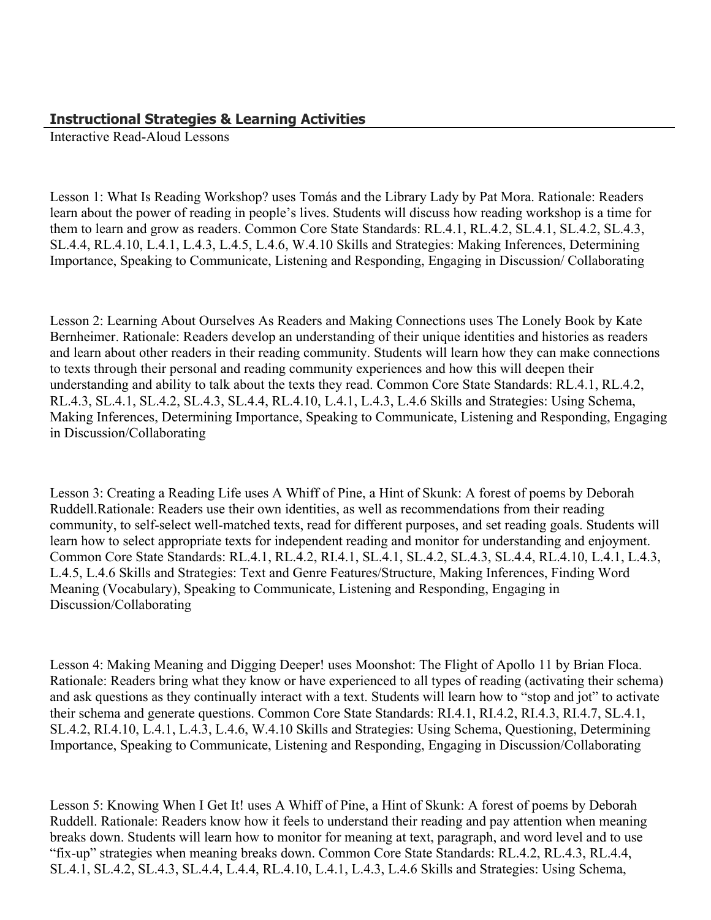## Instructional Strategies & Learning Activities

Interactive Read-Aloud Lessons

Lesson 1: What Is Reading Workshop? uses Tomás and the Library Lady by Pat Mora. Rationale: Readers learn about the power of reading in people's lives. Students will discuss how reading workshop is a time for them to learn and grow as readers. Common Core State Standards: RL.4.1, RL.4.2, SL.4.1, SL.4.2, SL.4.3, SL.4.4, RL.4.10, L.4.1, L.4.3, L.4.5, L.4.6, W.4.10 Skills and Strategies: Making Inferences, Determining Importance, Speaking to Communicate, Listening and Responding, Engaging in Discussion/ Collaborating

Lesson 2: Learning About Ourselves As Readers and Making Connections uses The Lonely Book by Kate Bernheimer. Rationale: Readers develop an understanding of their unique identities and histories as readers and learn about other readers in their reading community. Students will learn how they can make connections to texts through their personal and reading community experiences and how this will deepen their understanding and ability to talk about the texts they read. Common Core State Standards: RL.4.1, RL.4.2, RL.4.3, SL.4.1, SL.4.2, SL.4.3, SL.4.4, RL.4.10, L.4.1, L.4.3, L.4.6 Skills and Strategies: Using Schema, Making Inferences, Determining Importance, Speaking to Communicate, Listening and Responding, Engaging in Discussion/Collaborating

Lesson 3: Creating a Reading Life uses A Whiff of Pine, a Hint of Skunk: A forest of poems by Deborah Ruddell.Rationale: Readers use their own identities, as well as recommendations from their reading community, to self-select well-matched texts, read for different purposes, and set reading goals. Students will learn how to select appropriate texts for independent reading and monitor for understanding and enjoyment. Common Core State Standards: RL.4.1, RL.4.2, RI.4.1, SL.4.1, SL.4.2, SL.4.3, SL.4.4, RL.4.10, L.4.1, L.4.3, L.4.5, L.4.6 Skills and Strategies: Text and Genre Features/Structure, Making Inferences, Finding Word Meaning (Vocabulary), Speaking to Communicate, Listening and Responding, Engaging in Discussion/Collaborating

Lesson 4: Making Meaning and Digging Deeper! uses Moonshot: The Flight of Apollo 11 by Brian Floca. Rationale: Readers bring what they know or have experienced to all types of reading (activating their schema) and ask questions as they continually interact with a text. Students will learn how to "stop and jot" to activate their schema and generate questions. Common Core State Standards: RI.4.1, RI.4.2, RI.4.3, RI.4.7, SL.4.1, SL.4.2, RI.4.10, L.4.1, L.4.3, L.4.6, W.4.10 Skills and Strategies: Using Schema, Questioning, Determining Importance, Speaking to Communicate, Listening and Responding, Engaging in Discussion/Collaborating

Lesson 5: Knowing When I Get It! uses A Whiff of Pine, a Hint of Skunk: A forest of poems by Deborah Ruddell. Rationale: Readers know how it feels to understand their reading and pay attention when meaning breaks down. Students will learn how to monitor for meaning at text, paragraph, and word level and to use "fix-up" strategies when meaning breaks down. Common Core State Standards: RL.4.2, RL.4.3, RL.4.4, SL.4.1, SL.4.2, SL.4.3, SL.4.4, L.4.4, RL.4.10, L.4.1, L.4.3, L.4.6 Skills and Strategies: Using Schema,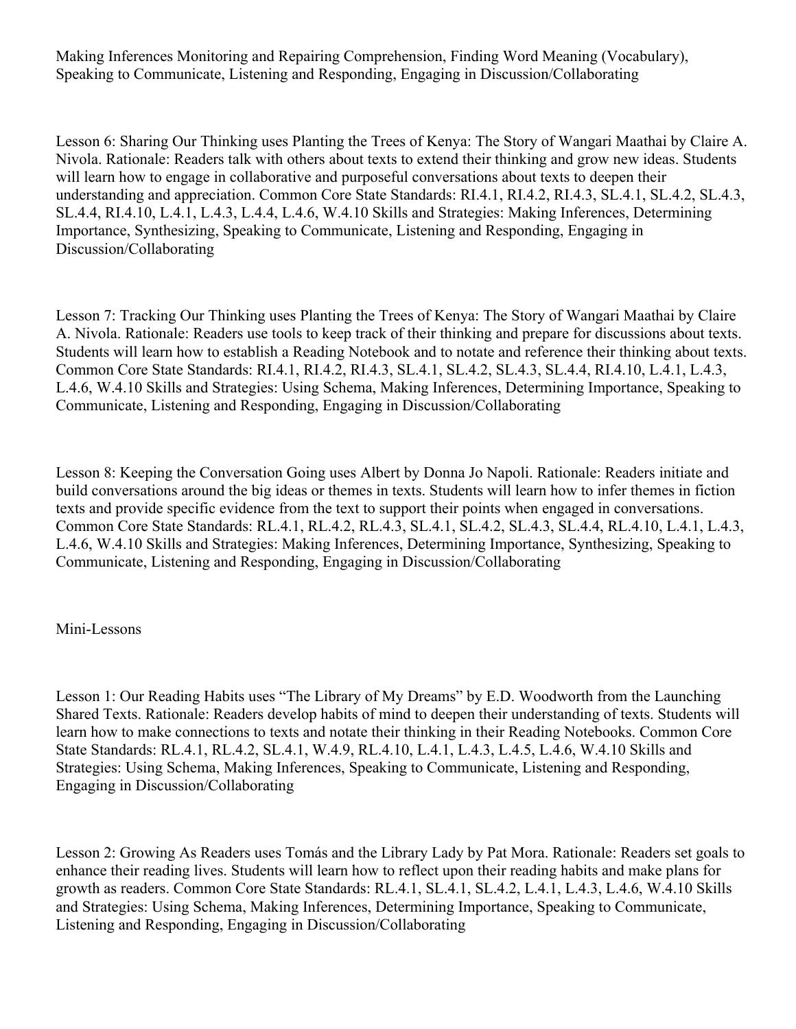Making Inferences Monitoring and Repairing Comprehension, Finding Word Meaning (Vocabulary), Speaking to Communicate, Listening and Responding, Engaging in Discussion/Collaborating

Lesson 6: Sharing Our Thinking uses Planting the Trees of Kenya: The Story of Wangari Maathai by Claire A. Nivola. Rationale: Readers talk with others about texts to extend their thinking and grow new ideas. Students will learn how to engage in collaborative and purposeful conversations about texts to deepen their understanding and appreciation. Common Core State Standards: RI.4.1, RI.4.2, RI.4.3, SL.4.1, SL.4.2, SL.4.3, SL.4.4, RI.4.10, L.4.1, L.4.3, L.4.4, L.4.6, W.4.10 Skills and Strategies: Making Inferences, Determining Importance, Synthesizing, Speaking to Communicate, Listening and Responding, Engaging in Discussion/Collaborating

Lesson 7: Tracking Our Thinking uses Planting the Trees of Kenya: The Story of Wangari Maathai by Claire A. Nivola. Rationale: Readers use tools to keep track of their thinking and prepare for discussions about texts. Students will learn how to establish a Reading Notebook and to notate and reference their thinking about texts. Common Core State Standards: RI.4.1, RI.4.2, RI.4.3, SL.4.1, SL.4.2, SL.4.3, SL.4.4, RI.4.10, L.4.1, L.4.3, L.4.6, W.4.10 Skills and Strategies: Using Schema, Making Inferences, Determining Importance, Speaking to Communicate, Listening and Responding, Engaging in Discussion/Collaborating

Lesson 8: Keeping the Conversation Going uses Albert by Donna Jo Napoli. Rationale: Readers initiate and build conversations around the big ideas or themes in texts. Students will learn how to infer themes in fiction texts and provide specific evidence from the text to support their points when engaged in conversations. Common Core State Standards: RL.4.1, RL.4.2, RL.4.3, SL.4.1, SL.4.2, SL.4.3, SL.4.4, RL.4.10, L.4.1, L.4.3, L.4.6, W.4.10 Skills and Strategies: Making Inferences, Determining Importance, Synthesizing, Speaking to Communicate, Listening and Responding, Engaging in Discussion/Collaborating

Mini-Lessons

Lesson 1: Our Reading Habits uses "The Library of My Dreams" by E.D. Woodworth from the Launching Shared Texts. Rationale: Readers develop habits of mind to deepen their understanding of texts. Students will learn how to make connections to texts and notate their thinking in their Reading Notebooks. Common Core State Standards: RL.4.1, RL.4.2, SL.4.1, W.4.9, RL.4.10, L.4.1, L.4.3, L.4.5, L.4.6, W.4.10 Skills and Strategies: Using Schema, Making Inferences, Speaking to Communicate, Listening and Responding, Engaging in Discussion/Collaborating

Lesson 2: Growing As Readers uses Tomás and the Library Lady by Pat Mora. Rationale: Readers set goals to enhance their reading lives. Students will learn how to reflect upon their reading habits and make plans for growth as readers. Common Core State Standards: RL.4.1, SL.4.1, SL.4.2, L.4.1, L.4.3, L.4.6, W.4.10 Skills and Strategies: Using Schema, Making Inferences, Determining Importance, Speaking to Communicate, Listening and Responding, Engaging in Discussion/Collaborating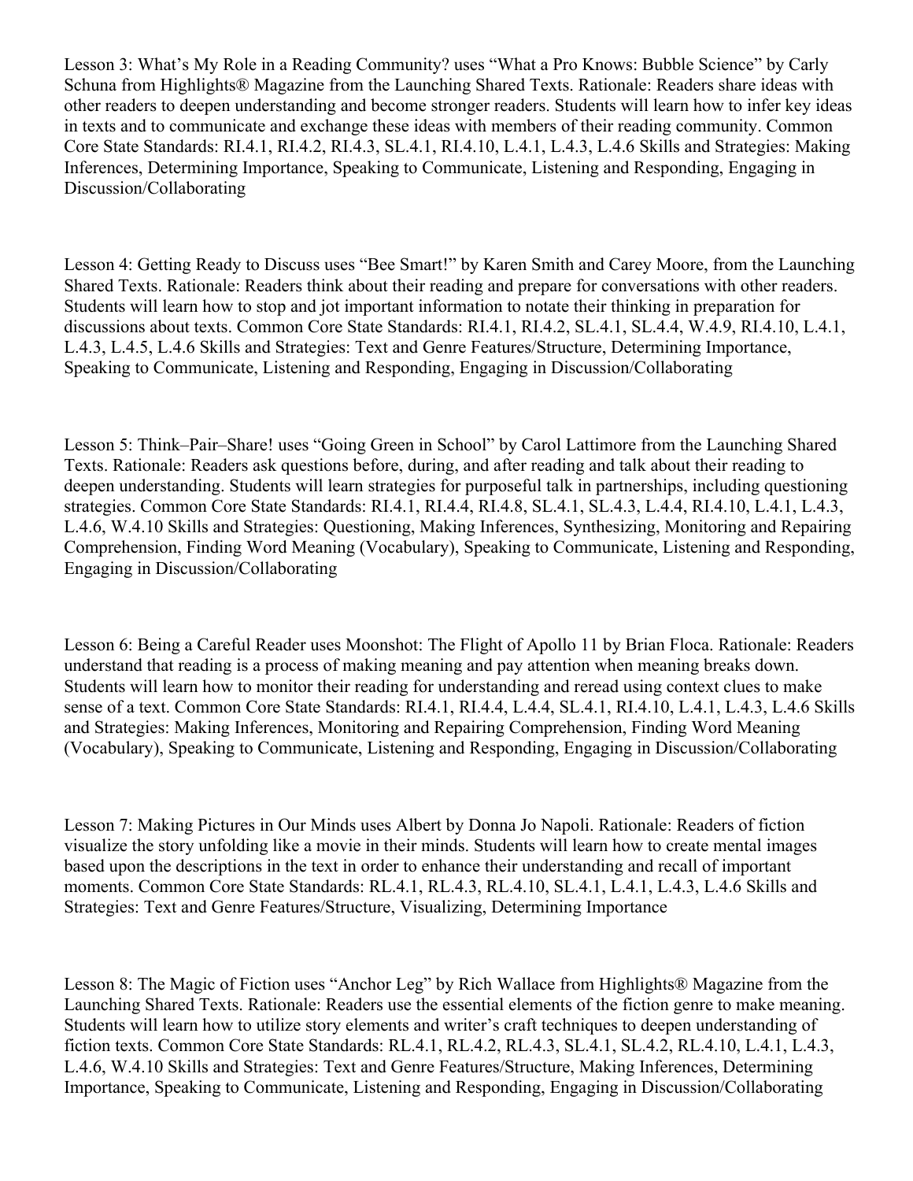Lesson 3: What's My Role in a Reading Community? uses "What a Pro Knows: Bubble Science" by Carly Schuna from Highlights® Magazine from the Launching Shared Texts. Rationale: Readers share ideas with other readers to deepen understanding and become stronger readers. Students will learn how to infer key ideas in texts and to communicate and exchange these ideas with members of their reading community. Common Core State Standards: RI.4.1, RI.4.2, RI.4.3, SL.4.1, RI.4.10, L.4.1, L.4.3, L.4.6 Skills and Strategies: Making Inferences, Determining Importance, Speaking to Communicate, Listening and Responding, Engaging in Discussion/Collaborating

Lesson 4: Getting Ready to Discuss uses "Bee Smart!" by Karen Smith and Carey Moore, from the Launching Shared Texts. Rationale: Readers think about their reading and prepare for conversations with other readers. Students will learn how to stop and jot important information to notate their thinking in preparation for discussions about texts. Common Core State Standards: RI.4.1, RI.4.2, SL.4.1, SL.4.4, W.4.9, RI.4.10, L.4.1, L.4.3, L.4.5, L.4.6 Skills and Strategies: Text and Genre Features/Structure, Determining Importance, Speaking to Communicate, Listening and Responding, Engaging in Discussion/Collaborating

Lesson 5: Think–Pair–Share! uses "Going Green in School" by Carol Lattimore from the Launching Shared Texts. Rationale: Readers ask questions before, during, and after reading and talk about their reading to deepen understanding. Students will learn strategies for purposeful talk in partnerships, including questioning strategies. Common Core State Standards: RI.4.1, RI.4.4, RI.4.8, SL.4.1, SL.4.3, L.4.4, RI.4.10, L.4.1, L.4.3, L.4.6, W.4.10 Skills and Strategies: Questioning, Making Inferences, Synthesizing, Monitoring and Repairing Comprehension, Finding Word Meaning (Vocabulary), Speaking to Communicate, Listening and Responding, Engaging in Discussion/Collaborating

Lesson 6: Being a Careful Reader uses Moonshot: The Flight of Apollo 11 by Brian Floca. Rationale: Readers understand that reading is a process of making meaning and pay attention when meaning breaks down. Students will learn how to monitor their reading for understanding and reread using context clues to make sense of a text. Common Core State Standards: RI.4.1, RI.4.4, L.4.4, SL.4.1, RI.4.10, L.4.1, L.4.3, L.4.6 Skills and Strategies: Making Inferences, Monitoring and Repairing Comprehension, Finding Word Meaning (Vocabulary), Speaking to Communicate, Listening and Responding, Engaging in Discussion/Collaborating

Lesson 7: Making Pictures in Our Minds uses Albert by Donna Jo Napoli. Rationale: Readers of fiction visualize the story unfolding like a movie in their minds. Students will learn how to create mental images based upon the descriptions in the text in order to enhance their understanding and recall of important moments. Common Core State Standards: RL.4.1, RL.4.3, RL.4.10, SL.4.1, L.4.1, L.4.3, L.4.6 Skills and Strategies: Text and Genre Features/Structure, Visualizing, Determining Importance

Lesson 8: The Magic of Fiction uses "Anchor Leg" by Rich Wallace from Highlights® Magazine from the Launching Shared Texts. Rationale: Readers use the essential elements of the fiction genre to make meaning. Students will learn how to utilize story elements and writer's craft techniques to deepen understanding of fiction texts. Common Core State Standards: RL.4.1, RL.4.2, RL.4.3, SL.4.1, SL.4.2, RL.4.10, L.4.1, L.4.3, L.4.6, W.4.10 Skills and Strategies: Text and Genre Features/Structure, Making Inferences, Determining Importance, Speaking to Communicate, Listening and Responding, Engaging in Discussion/Collaborating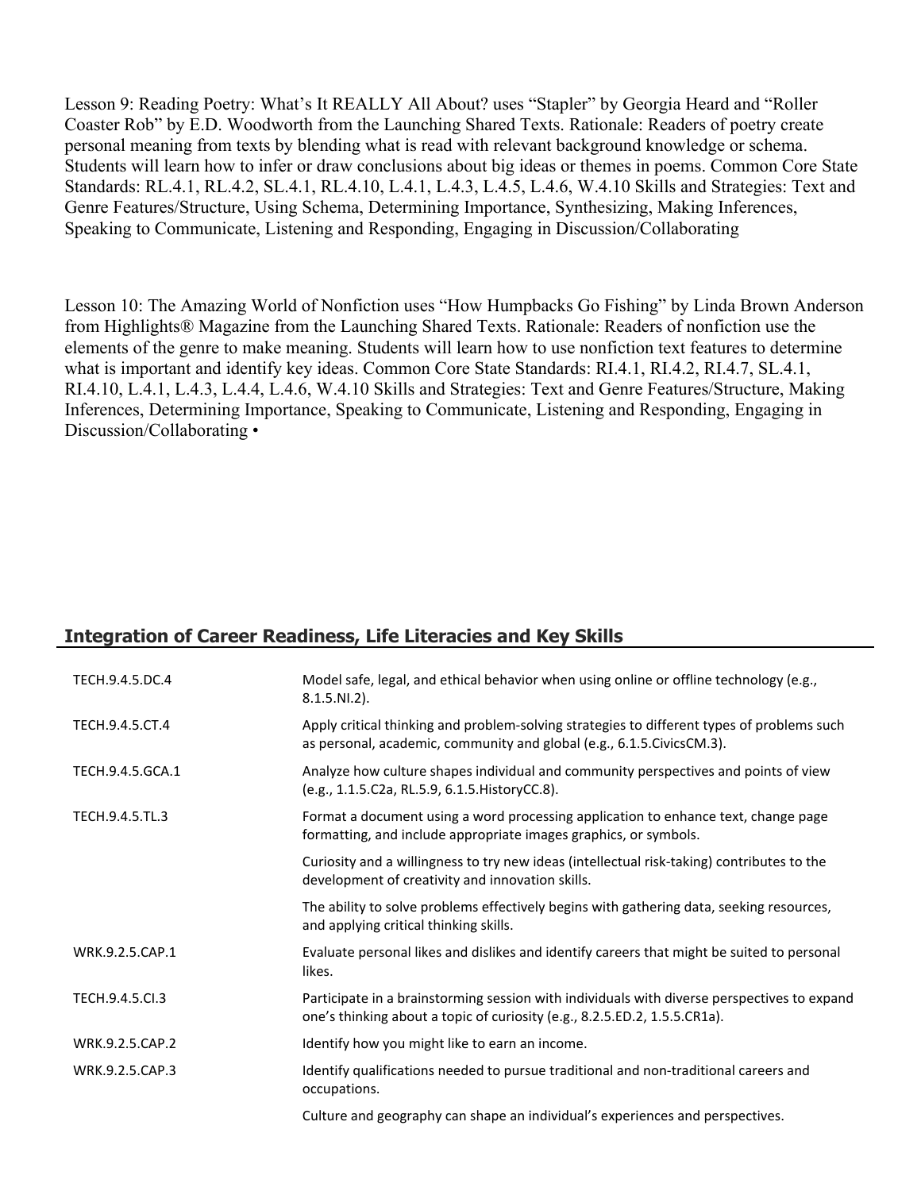Lesson 9: Reading Poetry: What's It REALLY All About? uses "Stapler" by Georgia Heard and "Roller Coaster Rob" by E.D. Woodworth from the Launching Shared Texts. Rationale: Readers of poetry create personal meaning from texts by blending what is read with relevant background knowledge or schema. Students will learn how to infer or draw conclusions about big ideas or themes in poems. Common Core State Standards: RL.4.1, RL.4.2, SL.4.1, RL.4.10, L.4.1, L.4.3, L.4.5, L.4.6, W.4.10 Skills and Strategies: Text and Genre Features/Structure, Using Schema, Determining Importance, Synthesizing, Making Inferences, Speaking to Communicate, Listening and Responding, Engaging in Discussion/Collaborating

Lesson 10: The Amazing World of Nonfiction uses "How Humpbacks Go Fishing" by Linda Brown Anderson from Highlights® Magazine from the Launching Shared Texts. Rationale: Readers of nonfiction use the elements of the genre to make meaning. Students will learn how to use nonfiction text features to determine what is important and identify key ideas. Common Core State Standards: RI.4.1, RI.4.2, RI.4.7, SL.4.1, RI.4.10, L.4.1, L.4.3, L.4.4, L.4.6, W.4.10 Skills and Strategies: Text and Genre Features/Structure, Making Inferences, Determining Importance, Speaking to Communicate, Listening and Responding, Engaging in Discussion/Collaborating •

## Integration of Career Readiness, Life Literacies and Key Skills

| | |
|---|---|
| TECH.9.4.5.DC.4 | Model safe, legal, and ethical behavior when using online or offline technology (e.g., 8.1.5.NI.2). |
| TECH.9.4.5.CT.4 | Apply critical thinking and problem-solving strategies to different types of problems such as personal, academic, community and global (e.g., 6.1.5.CivicsCM.3). |
| TECH.9.4.5.GCA.1 | Analyze how culture shapes individual and community perspectives and points of view (e.g., 1.1.5.C2a, RL.5.9, 6.1.5.HistoryCC.8). |
| TECH.9.4.5.TL.3 | Format a document using a word processing application to enhance text, change page formatting, and include appropriate images graphics, or symbols. |
| | Curiosity and a willingness to try new ideas (intellectual risk-taking) contributes to the development of creativity and innovation skills. |
| | The ability to solve problems effectively begins with gathering data, seeking resources, and applying critical thinking skills. |
| WRK.9.2.5.CAP.1 | Evaluate personal likes and dislikes and identify careers that might be suited to personal likes. |
| TECH.9.4.5.CI.3 | Participate in a brainstorming session with individuals with diverse perspectives to expand one's thinking about a topic of curiosity (e.g., 8.2.5.ED.2, 1.5.5.CR1a). |
| WRK.9.2.5.CAP.2 | Identify how you might like to earn an income. |
| WRK.9.2.5.CAP.3 | Identify qualifications needed to pursue traditional and non-traditional careers and occupations. |
| | Culture and geography can shape an individual's experiences and perspectives. |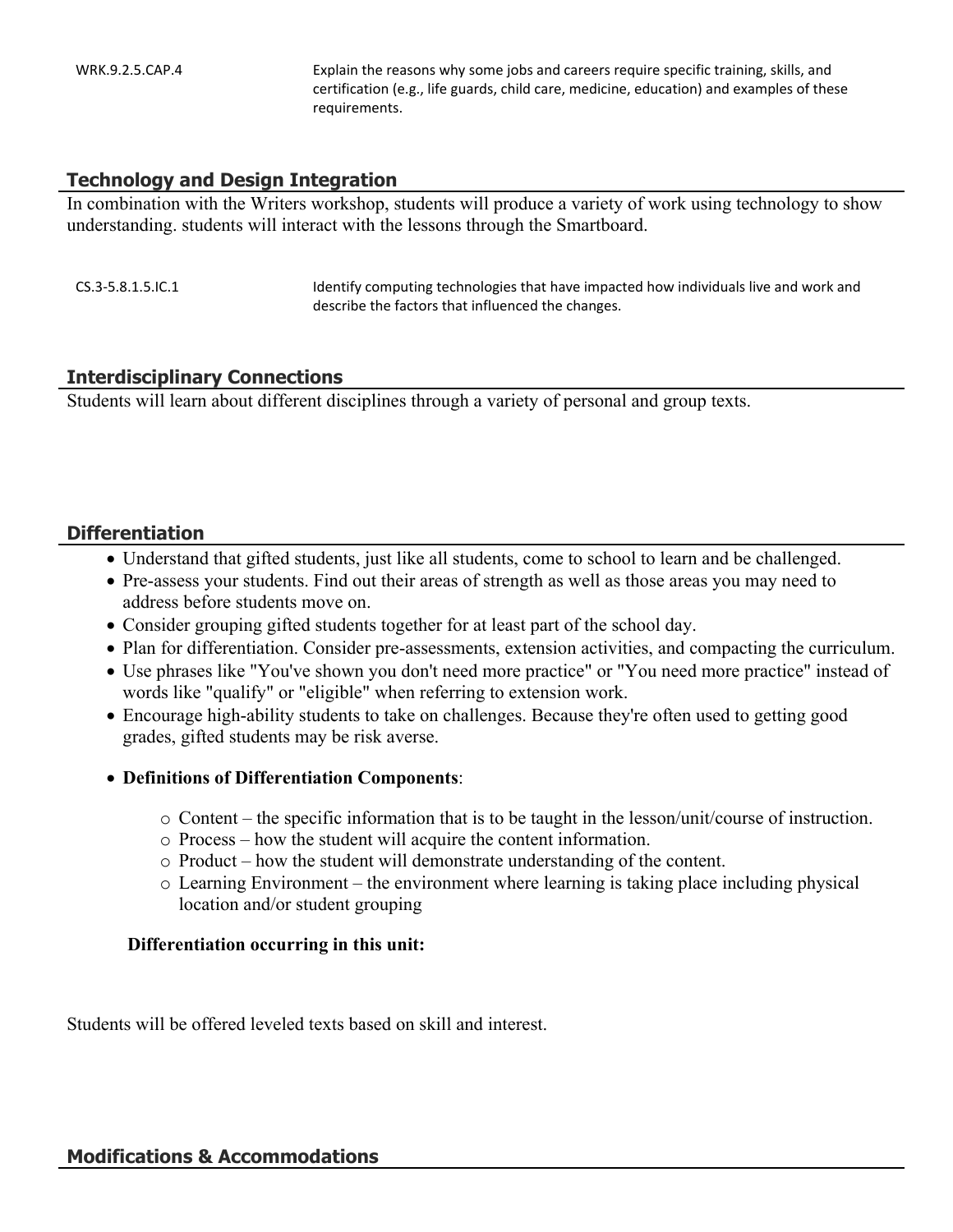| | |
|---|---|
| WRK.9.2.5.CAP.4 | Explain the reasons why some jobs and careers require specific training, skills, and certification (e.g., life guards, child care, medicine, education) and examples of these requirements. |

## Technology and Design Integration

In combination with the Writers workshop, students will produce a variety of work using technology to show understanding. students will interact with the lessons through the Smartboard.

| | |
|---|---|
| CS.3-5.8.1.5.IC.1 | Identify computing technologies that have impacted how individuals live and work and describe the factors that influenced the changes. |

## Interdisciplinary Connections

Students will learn about different disciplines through a variety of personal and group texts.

## Differentiation

- Understand that gifted students, just like all students, come to school to learn and be challenged.
- Pre-assess your students. Find out their areas of strength as well as those areas you may need to address before students move on.
- Consider grouping gifted students together for at least part of the school day.
- Plan for differentiation. Consider pre-assessments, extension activities, and compacting the curriculum.
- Use phrases like "You've shown you don't need more practice" or "You need more practice" instead of words like "qualify" or "eligible" when referring to extension work.
- Encourage high-ability students to take on challenges. Because they're often used to getting good grades, gifted students may be risk averse.
- **Definitions of Differentiation Components**:
  - Content – the specific information that is to be taught in the lesson/unit/course of instruction.
  - Process – how the student will acquire the content information.
  - Product – how the student will demonstrate understanding of the content.
  - Learning Environment – the environment where learning is taking place including physical location and/or student grouping

**Differentiation occurring in this unit:**

Students will be offered leveled texts based on skill and interest.

## Modifications & Accommodations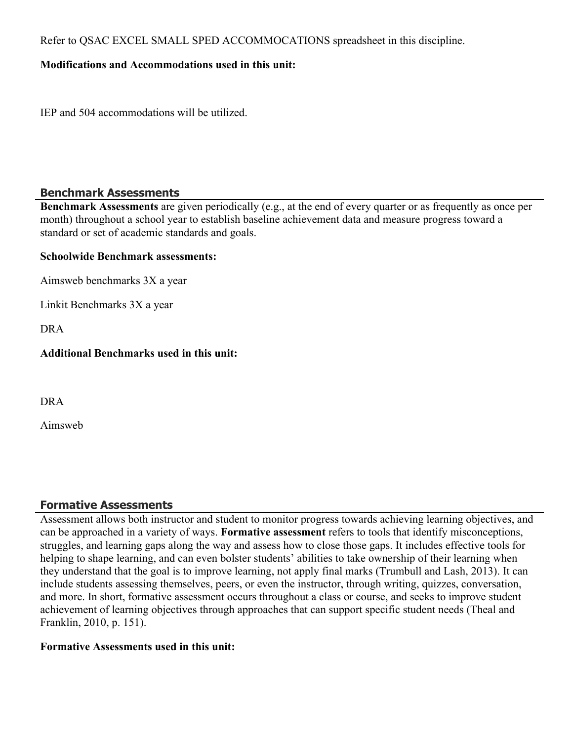Refer to QSAC EXCEL SMALL SPED ACCOMMOCATIONS spreadsheet in this discipline.

**Modifications and Accommodations used in this unit:**

IEP and 504 accommodations will be utilized.

## Benchmark Assessments

**Benchmark Assessments** are given periodically (e.g., at the end of every quarter or as frequently as once per month) throughout a school year to establish baseline achievement data and measure progress toward a standard or set of academic standards and goals.

**Schoolwide Benchmark assessments:**

Aimsweb benchmarks 3X a year

Linkit Benchmarks 3X a year

DRA

**Additional Benchmarks used in this unit:**

DRA

Aimsweb

## Formative Assessments

Assessment allows both instructor and student to monitor progress towards achieving learning objectives, and can be approached in a variety of ways. **Formative assessment** refers to tools that identify misconceptions, struggles, and learning gaps along the way and assess how to close those gaps. It includes effective tools for helping to shape learning, and can even bolster students' abilities to take ownership of their learning when they understand that the goal is to improve learning, not apply final marks (Trumbull and Lash, 2013). It can include students assessing themselves, peers, or even the instructor, through writing, quizzes, conversation, and more. In short, formative assessment occurs throughout a class or course, and seeks to improve student achievement of learning objectives through approaches that can support specific student needs (Theal and Franklin, 2010, p. 151).

**Formative Assessments used in this unit:**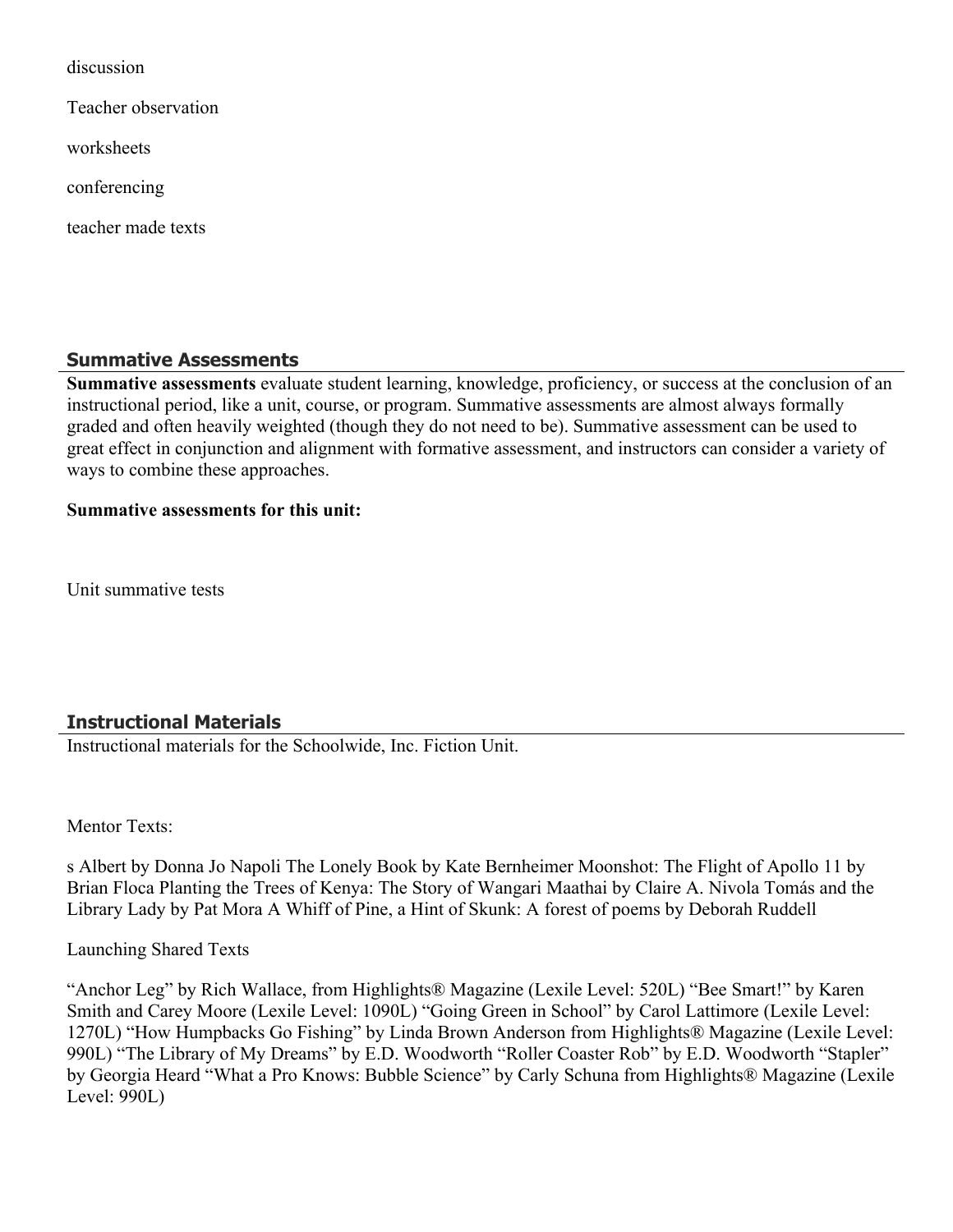discussion

Teacher observation

worksheets

conferencing

teacher made texts

## Summative Assessments

**Summative assessments** evaluate student learning, knowledge, proficiency, or success at the conclusion of an instructional period, like a unit, course, or program. Summative assessments are almost always formally graded and often heavily weighted (though they do not need to be). Summative assessment can be used to great effect in conjunction and alignment with formative assessment, and instructors can consider a variety of ways to combine these approaches.

**Summative assessments for this unit:**

Unit summative tests

## Instructional Materials

Instructional materials for the Schoolwide, Inc. Fiction Unit.

Mentor Texts:

s Albert by Donna Jo Napoli The Lonely Book by Kate Bernheimer Moonshot: The Flight of Apollo 11 by Brian Floca Planting the Trees of Kenya: The Story of Wangari Maathai by Claire A. Nivola Tomás and the Library Lady by Pat Mora A Whiff of Pine, a Hint of Skunk: A forest of poems by Deborah Ruddell

Launching Shared Texts

"Anchor Leg" by Rich Wallace, from Highlights® Magazine (Lexile Level: 520L) "Bee Smart!" by Karen Smith and Carey Moore (Lexile Level: 1090L) "Going Green in School" by Carol Lattimore (Lexile Level: 1270L) "How Humpbacks Go Fishing" by Linda Brown Anderson from Highlights® Magazine (Lexile Level: 990L) "The Library of My Dreams" by E.D. Woodworth "Roller Coaster Rob" by E.D. Woodworth "Stapler" by Georgia Heard "What a Pro Knows: Bubble Science" by Carly Schuna from Highlights® Magazine (Lexile Level: 990L)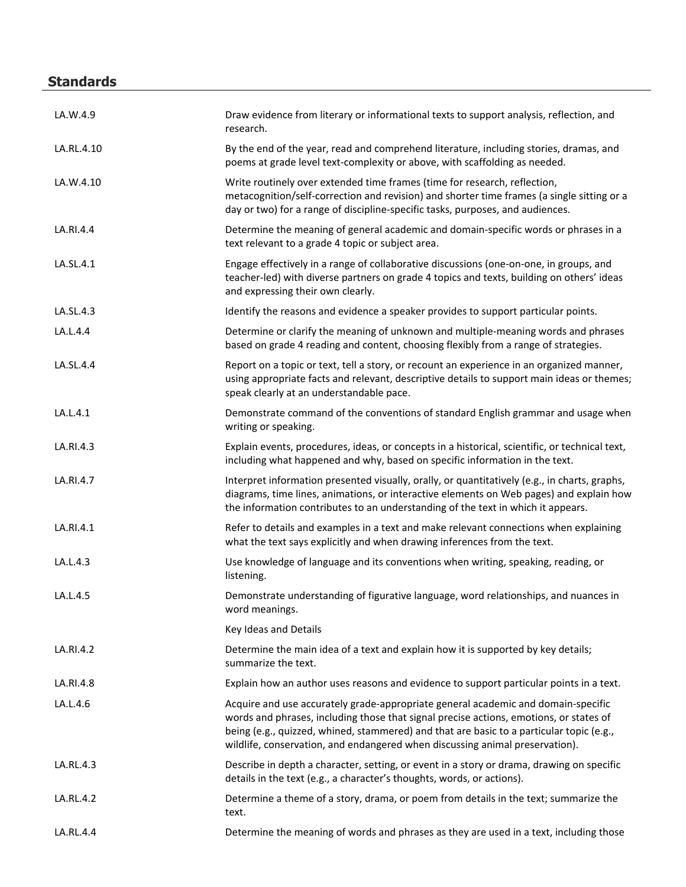## Standards

| | |
|---|---|
| LA.W.4.9 | Draw evidence from literary or informational texts to support analysis, reflection, and research. |
| LA.RL.4.10 | By the end of the year, read and comprehend literature, including stories, dramas, and poems at grade level text-complexity or above, with scaffolding as needed. |
| LA.W.4.10 | Write routinely over extended time frames (time for research, reflection, metacognition/self-correction and revision) and shorter time frames (a single sitting or a day or two) for a range of discipline-specific tasks, purposes, and audiences. |
| LA.RI.4.4 | Determine the meaning of general academic and domain-specific words or phrases in a text relevant to a grade 4 topic or subject area. |
| LA.SL.4.1 | Engage effectively in a range of collaborative discussions (one-on-one, in groups, and teacher-led) with diverse partners on grade 4 topics and texts, building on others' ideas and expressing their own clearly. |
| LA.SL.4.3 | Identify the reasons and evidence a speaker provides to support particular points. |
| LA.L.4.4 | Determine or clarify the meaning of unknown and multiple-meaning words and phrases based on grade 4 reading and content, choosing flexibly from a range of strategies. |
| LA.SL.4.4 | Report on a topic or text, tell a story, or recount an experience in an organized manner, using appropriate facts and relevant, descriptive details to support main ideas or themes; speak clearly at an understandable pace. |
| LA.L.4.1 | Demonstrate command of the conventions of standard English grammar and usage when writing or speaking. |
| LA.RI.4.3 | Explain events, procedures, ideas, or concepts in a historical, scientific, or technical text, including what happened and why, based on specific information in the text. |
| LA.RI.4.7 | Interpret information presented visually, orally, or quantitatively (e.g., in charts, graphs, diagrams, time lines, animations, or interactive elements on Web pages) and explain how the information contributes to an understanding of the text in which it appears. |
| LA.RI.4.1 | Refer to details and examples in a text and make relevant connections when explaining what the text says explicitly and when drawing inferences from the text. |
| LA.L.4.3 | Use knowledge of language and its conventions when writing, speaking, reading, or listening. |
| LA.L.4.5 | Demonstrate understanding of figurative language, word relationships, and nuances in word meanings. |
| | Key Ideas and Details |
| LA.RI.4.2 | Determine the main idea of a text and explain how it is supported by key details; summarize the text. |
| LA.RI.4.8 | Explain how an author uses reasons and evidence to support particular points in a text. |
| LA.L.4.6 | Acquire and use accurately grade-appropriate general academic and domain-specific words and phrases, including those that signal precise actions, emotions, or states of being (e.g., quizzed, whined, stammered) and that are basic to a particular topic (e.g., wildlife, conservation, and endangered when discussing animal preservation). |
| LA.RL.4.3 | Describe in depth a character, setting, or event in a story or drama, drawing on specific details in the text (e.g., a character's thoughts, words, or actions). |
| LA.RL.4.2 | Determine a theme of a story, drama, or poem from details in the text; summarize the text. |
| LA.RL.4.4 | Determine the meaning of words and phrases as they are used in a text, including those |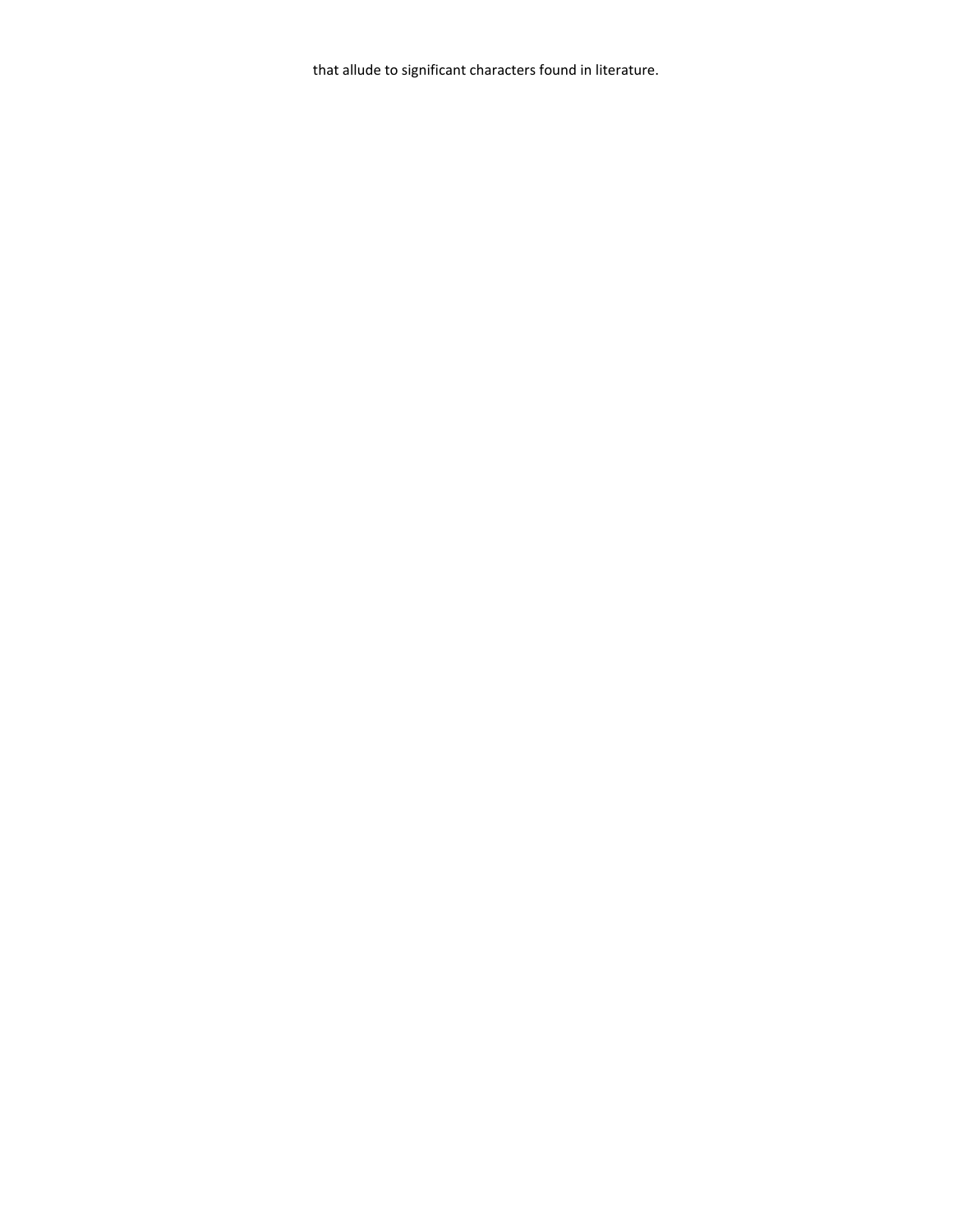that allude to significant characters found in literature.